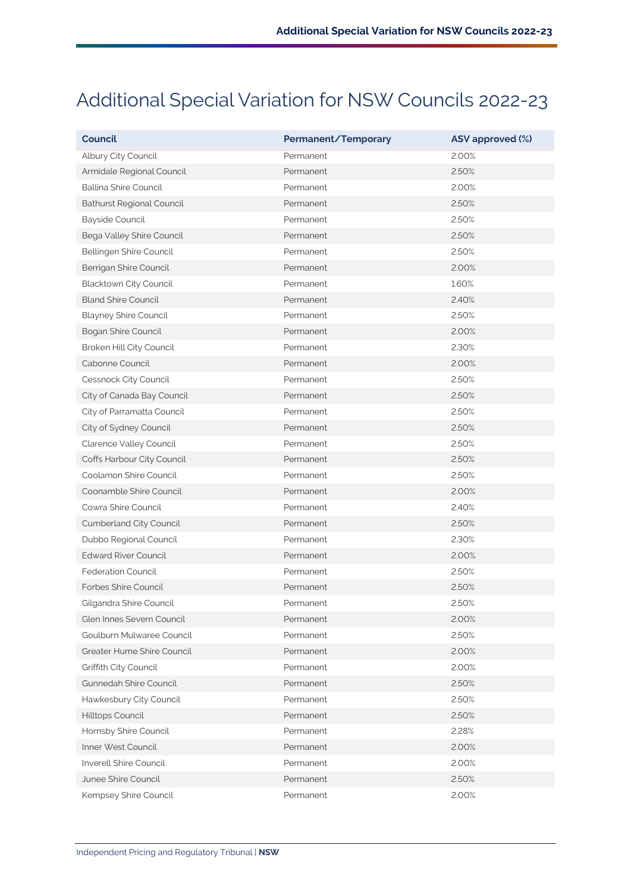# Additional Special Variation for NSW Councils 2022-23

| Council | Permanent/Temporary | ASV approved (%) |
|---|---|---|
| Albury City Council | Permanent | 2.00% |
| Armidale Regional Council | Permanent | 2.50% |
| Ballina Shire Council | Permanent | 2.00% |
| Bathurst Regional Council | Permanent | 2.50% |
| Bayside Council | Permanent | 2.50% |
| Bega Valley Shire Council | Permanent | 2.50% |
| Bellingen Shire Council | Permanent | 2.50% |
| Berrigan Shire Council | Permanent | 2.00% |
| Blacktown City Council | Permanent | 1.60% |
| Bland Shire Council | Permanent | 2.40% |
| Blayney Shire Council | Permanent | 2.50% |
| Bogan Shire Council | Permanent | 2.00% |
| Broken Hill City Council | Permanent | 2.30% |
| Cabonne Council | Permanent | 2.00% |
| Cessnock City Council | Permanent | 2.50% |
| City of Canada Bay Council | Permanent | 2.50% |
| City of Parramatta Council | Permanent | 2.50% |
| City of Sydney Council | Permanent | 2.50% |
| Clarence Valley Council | Permanent | 2.50% |
| Coffs Harbour City Council | Permanent | 2.50% |
| Coolamon Shire Council | Permanent | 2.50% |
| Coonamble Shire Council | Permanent | 2.00% |
| Cowra Shire Council | Permanent | 2.40% |
| Cumberland City Council | Permanent | 2.50% |
| Dubbo Regional Council | Permanent | 2.30% |
| Edward River Council | Permanent | 2.00% |
| Federation Council | Permanent | 2.50% |
| Forbes Shire Council | Permanent | 2.50% |
| Gilgandra Shire Council | Permanent | 2.50% |
| Glen Innes Severn Council | Permanent | 2.00% |
| Goulburn Mulwaree Council | Permanent | 2.50% |
| Greater Hume Shire Council | Permanent | 2.00% |
| Griffith City Council | Permanent | 2.00% |
| Gunnedah Shire Council | Permanent | 2.50% |
| Hawkesbury City Council | Permanent | 2.50% |
| Hilltops Council | Permanent | 2.50% |
| Hornsby Shire Council | Permanent | 2.28% |
| Inner West Council | Permanent | 2.00% |
| Inverell Shire Council | Permanent | 2.00% |
| Junee Shire Council | Permanent | 2.50% |
| Kempsey Shire Council | Permanent | 2.00% |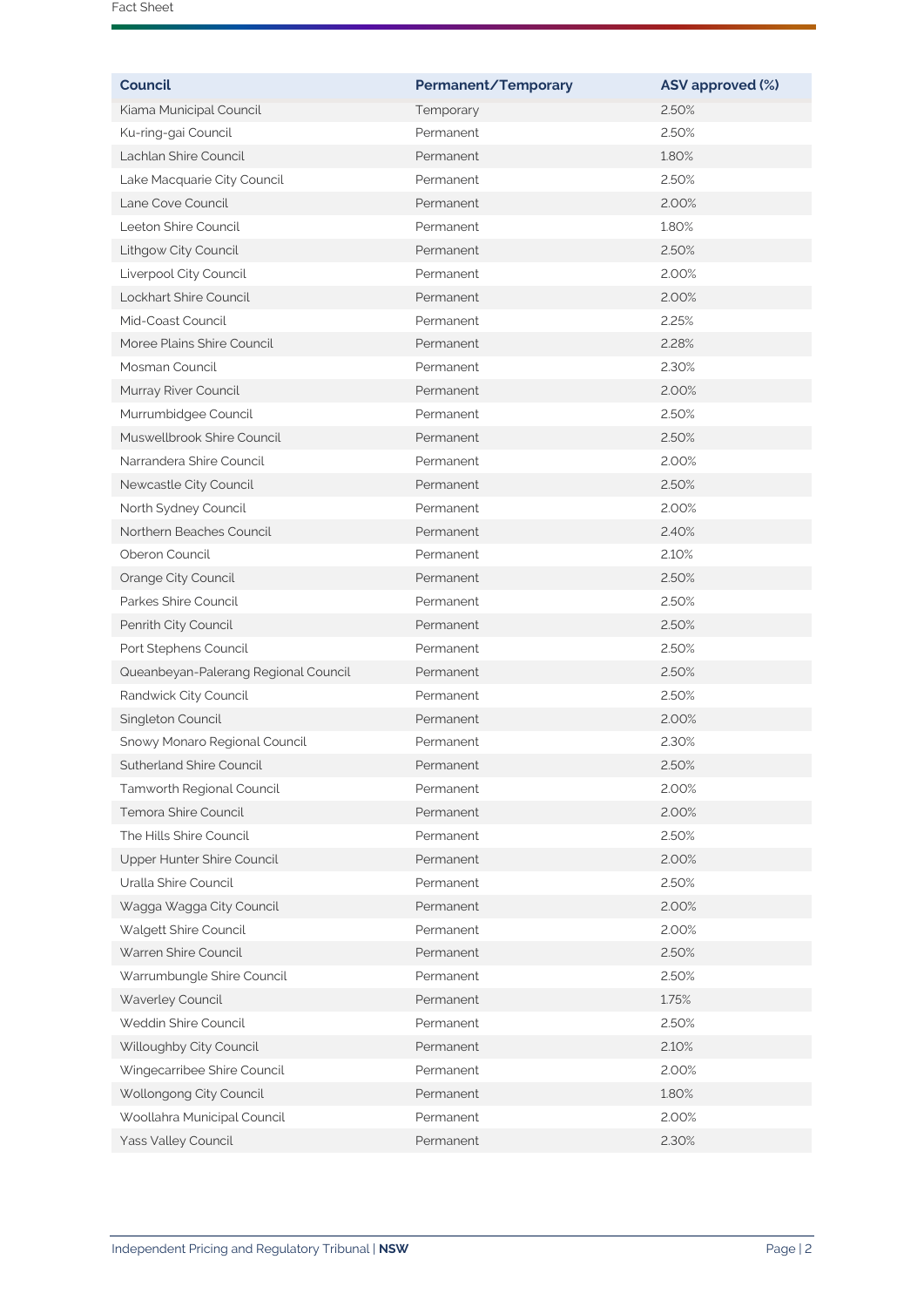| Council | Permanent/Temporary | ASV approved (%) |
|---|---|---|
| Kiama Municipal Council | Temporary | 2.50% |
| Ku-ring-gai Council | Permanent | 2.50% |
| Lachlan Shire Council | Permanent | 1.80% |
| Lake Macquarie City Council | Permanent | 2.50% |
| Lane Cove Council | Permanent | 2.00% |
| Leeton Shire Council | Permanent | 1.80% |
| Lithgow City Council | Permanent | 2.50% |
| Liverpool City Council | Permanent | 2.00% |
| Lockhart Shire Council | Permanent | 2.00% |
| Mid-Coast Council | Permanent | 2.25% |
| Moree Plains Shire Council | Permanent | 2.28% |
| Mosman Council | Permanent | 2.30% |
| Murray River Council | Permanent | 2.00% |
| Murrumbidgee Council | Permanent | 2.50% |
| Muswellbrook Shire Council | Permanent | 2.50% |
| Narrandera Shire Council | Permanent | 2.00% |
| Newcastle City Council | Permanent | 2.50% |
| North Sydney Council | Permanent | 2.00% |
| Northern Beaches Council | Permanent | 2.40% |
| Oberon Council | Permanent | 2.10% |
| Orange City Council | Permanent | 2.50% |
| Parkes Shire Council | Permanent | 2.50% |
| Penrith City Council | Permanent | 2.50% |
| Port Stephens Council | Permanent | 2.50% |
| Queanbeyan-Palerang Regional Council | Permanent | 2.50% |
| Randwick City Council | Permanent | 2.50% |
| Singleton Council | Permanent | 2.00% |
| Snowy Monaro Regional Council | Permanent | 2.30% |
| Sutherland Shire Council | Permanent | 2.50% |
| Tamworth Regional Council | Permanent | 2.00% |
| Temora Shire Council | Permanent | 2.00% |
| The Hills Shire Council | Permanent | 2.50% |
| Upper Hunter Shire Council | Permanent | 2.00% |
| Uralla Shire Council | Permanent | 2.50% |
| Wagga Wagga City Council | Permanent | 2.00% |
| Walgett Shire Council | Permanent | 2.00% |
| Warren Shire Council | Permanent | 2.50% |
| Warrumbungle Shire Council | Permanent | 2.50% |
| Waverley Council | Permanent | 1.75% |
| Weddin Shire Council | Permanent | 2.50% |
| Willoughby City Council | Permanent | 2.10% |
| Wingecarribee Shire Council | Permanent | 2.00% |
| Wollongong City Council | Permanent | 1.80% |
| Woollahra Municipal Council | Permanent | 2.00% |
| Yass Valley Council | Permanent | 2.30% |